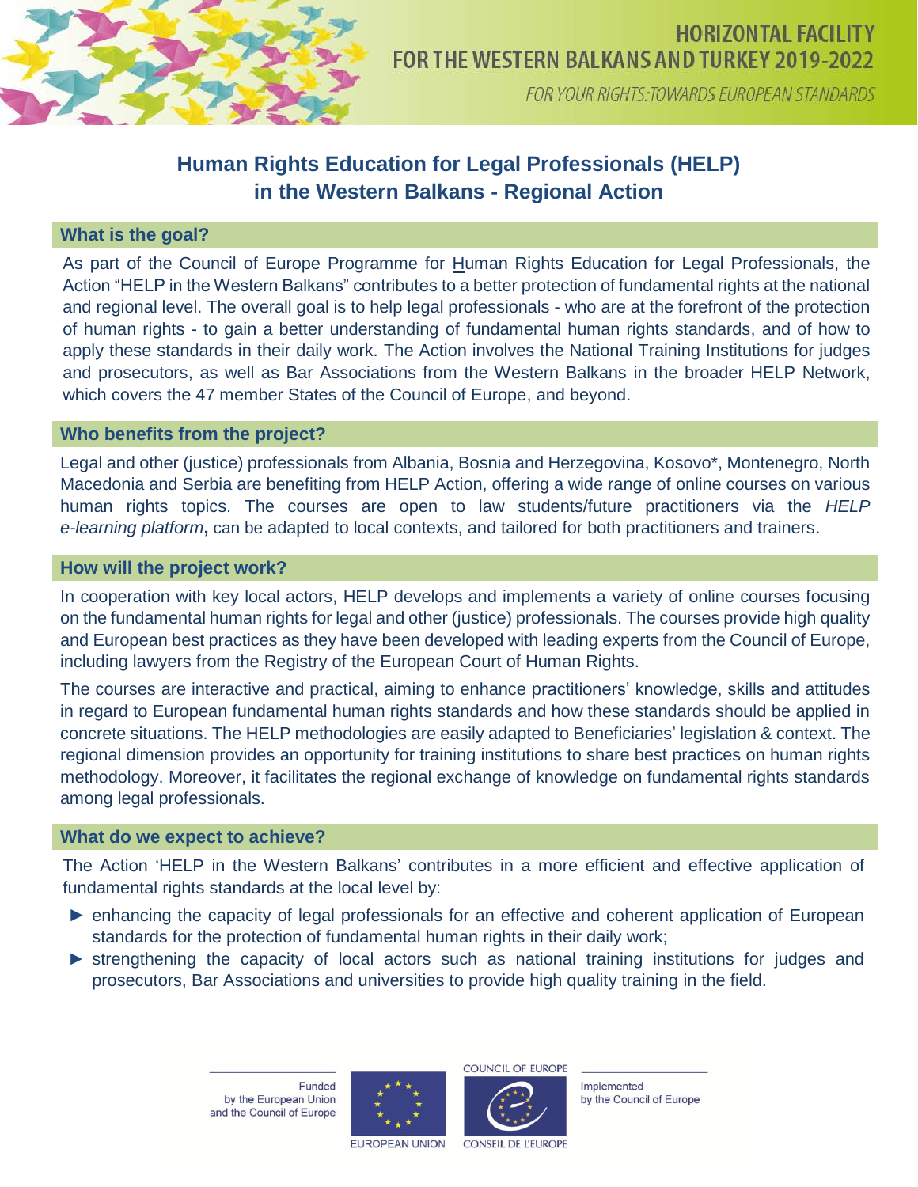# HORIZONTAL FACILITY FOR THE WESTERN BALKANS AND TURKEY 2019-2022

*FOR YOUR RIGHTS: TOWARDS EUROPEAN STANDARDS*

## Human Rights Education for Legal Professionals (HELP) in the Western Balkans - Regional Action

### What is the goal?

As part of the Council of Europe Programme for Human Rights Education for Legal Professionals, the Action "HELP in the Western Balkans" contributes to a better protection of fundamental rights at the national and regional level. The overall goal is to help legal professionals - who are at the forefront of the protection of human rights - to gain a better understanding of fundamental human rights standards, and of how to apply these standards in their daily work. The Action involves the National Training Institutions for judges and prosecutors, as well as Bar Associations from the Western Balkans in the broader HELP Network, which covers the 47 member States of the Council of Europe, and beyond.

### Who benefits from the project?

Legal and other (justice) professionals from Albania, Bosnia and Herzegovina, Kosovo*, Montenegro, North Macedonia and Serbia are benefiting from HELP Action, offering a wide range of online courses on various human rights topics. The courses are open to law students/future practitioners via the *HELP e-learning platform*, can be adapted to local contexts, and tailored for both practitioners and trainers.

### How will the project work?

In cooperation with key local actors, HELP develops and implements a variety of online courses focusing on the fundamental human rights for legal and other (justice) professionals. The courses provide high quality and European best practices as they have been developed with leading experts from the Council of Europe, including lawyers from the Registry of the European Court of Human Rights.

The courses are interactive and practical, aiming to enhance practitioners' knowledge, skills and attitudes in regard to European fundamental human rights standards and how these standards should be applied in concrete situations. The HELP methodologies are easily adapted to Beneficiaries' legislation & context. The regional dimension provides an opportunity for training institutions to share best practices on human rights methodology. Moreover, it facilitates the regional exchange of knowledge on fundamental rights standards among legal professionals.

### What do we expect to achieve?

The Action 'HELP in the Western Balkans' contributes in a more efficient and effective application of fundamental rights standards at the local level by:

- enhancing the capacity of legal professionals for an effective and coherent application of European standards for the protection of fundamental human rights in their daily work;
- strengthening the capacity of local actors such as national training institutions for judges and prosecutors, Bar Associations and universities to provide high quality training in the field.

Funded by the European Union and the Council of Europe

EUROPEAN UNION

COUNCIL OF EUROPE / CONSEIL DE L'EUROPE

Implemented by the Council of Europe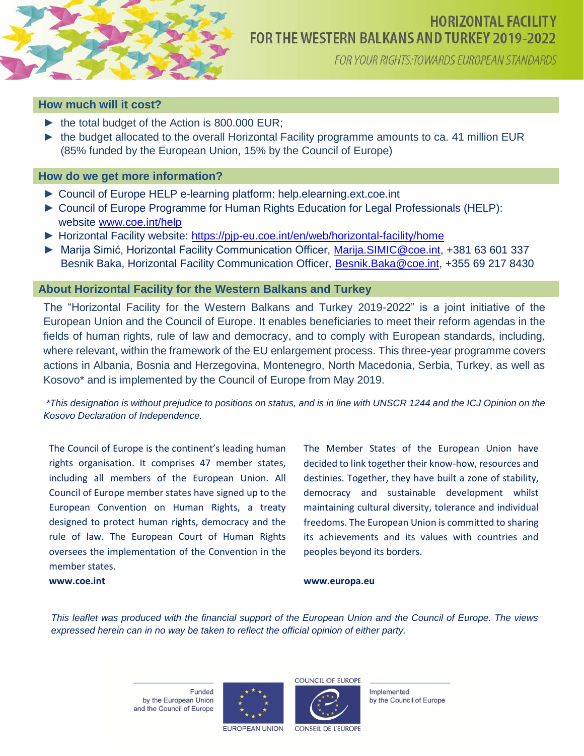## How much will it cost?

- ► the total budget of the Action is 800.000 EUR;
- ► the budget allocated to the overall Horizontal Facility programme amounts to ca. 41 million EUR (85% funded by the European Union, 15% by the Council of Europe)

## How do we get more information?

- ► Council of Europe HELP e-learning platform: help.elearning.ext.coe.int
- ► Council of Europe Programme for Human Rights Education for Legal Professionals (HELP): website [www.coe.int/help](www.coe.int/help)
- ► Horizontal Facility website: [https://pjp-eu.coe.int/en/web/horizontal-facility/home](https://pjp-eu.coe.int/en/web/horizontal-facility/home)
- ► Marija Simić, Horizontal Facility Communication Officer, [Marija.SIMIC@coe.int](mailto:Marija.SIMIC@coe.int), +381 63 601 337
  Besnik Baka, Horizontal Facility Communication Officer, [Besnik.Baka@coe.int](mailto:Besnik.Baka@coe.int), +355 69 217 8430

## About Horizontal Facility for the Western Balkans and Turkey

The "Horizontal Facility for the Western Balkans and Turkey 2019-2022" is a joint initiative of the European Union and the Council of Europe. It enables beneficiaries to meet their reform agendas in the fields of human rights, rule of law and democracy, and to comply with European standards, including, where relevant, within the framework of the EU enlargement process. This three-year programme covers actions in Albania, Bosnia and Herzegovina, Montenegro, North Macedonia, Serbia, Turkey, as well as Kosovo* and is implemented by the Council of Europe from May 2019.

*\*This designation is without prejudice to positions on status, and is in line with UNSCR 1244 and the ICJ Opinion on the Kosovo Declaration of Independence.*

The Council of Europe is the continent's leading human rights organisation. It comprises 47 member states, including all members of the European Union. All Council of Europe member states have signed up to the European Convention on Human Rights, a treaty designed to protect human rights, democracy and the rule of law. The European Court of Human Rights oversees the implementation of the Convention in the member states.

**www.coe.int**

The Member States of the European Union have decided to link together their know-how, resources and destinies. Together, they have built a zone of stability, democracy and sustainable development whilst maintaining cultural diversity, tolerance and individual freedoms. The European Union is committed to sharing its achievements and its values with countries and peoples beyond its borders.

**www.europa.eu**

*This leaflet was produced with the financial support of the European Union and the Council of Europe. The views expressed herein can in no way be taken to reflect the official opinion of either party.*

Funded by the European Union and the Council of Europe

EUROPEAN UNION

COUNCIL OF EUROPE / CONSEIL DE L'EUROPE

Implemented by the Council of Europe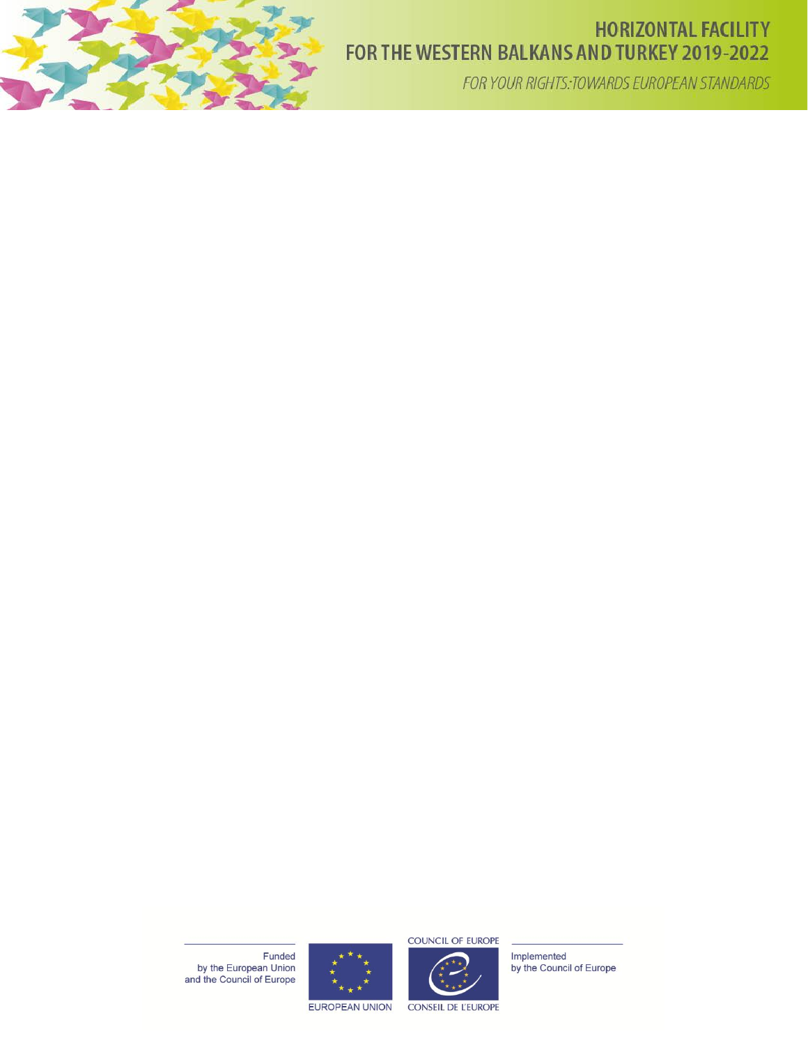# HORIZONTAL FACILITY FOR THE WESTERN BALKANS AND TURKEY 2019-2022

*FOR YOUR RIGHTS: TOWARDS EUROPEAN STANDARDS*

Funded by the European Union and the Council of Europe

EUROPEAN UNION

COUNCIL OF EUROPE

CONSEIL DE L'EUROPE

Implemented by the Council of Europe